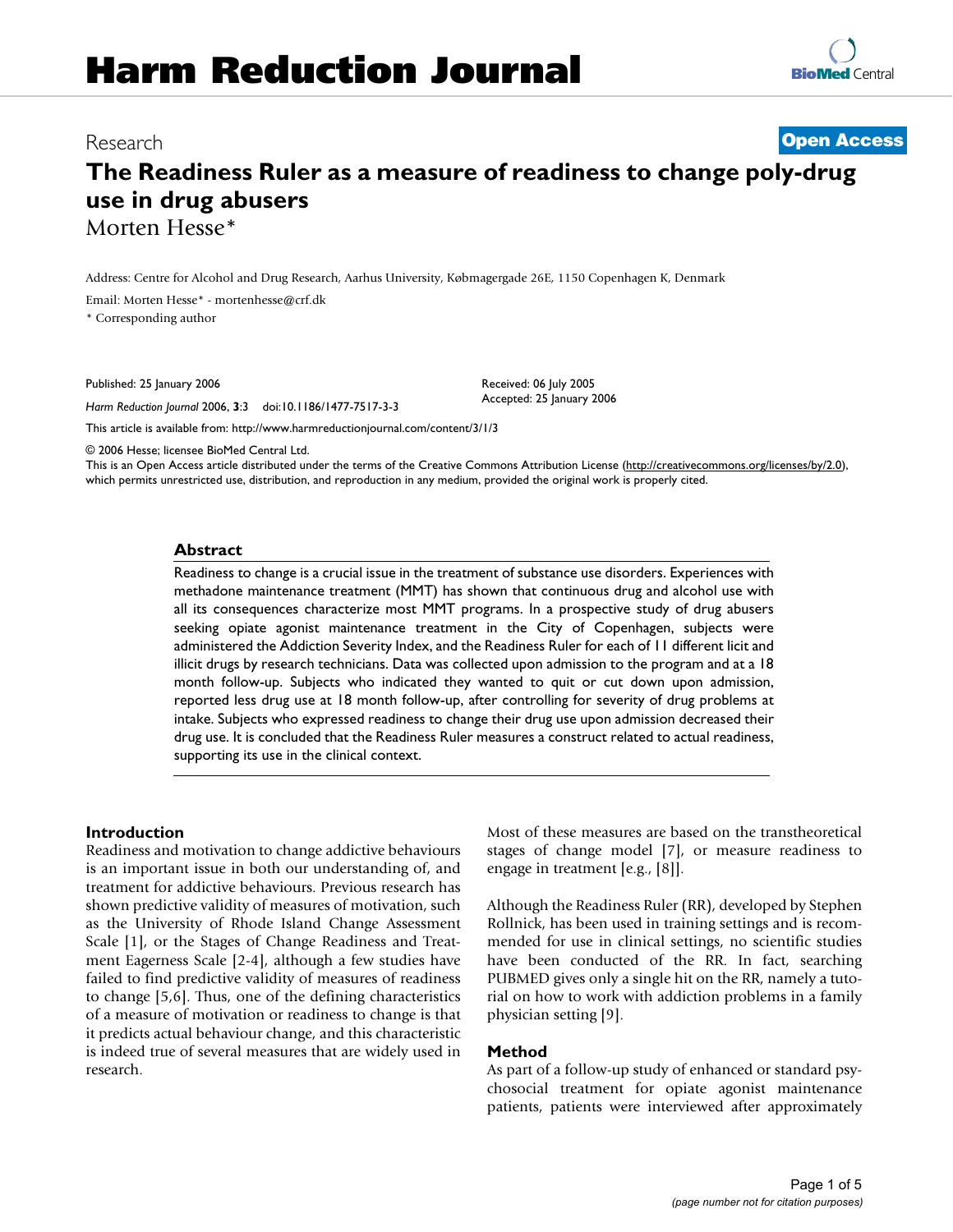# Harm Reduction Journal

Research

**Open Access**

# The Readiness Ruler as a measure of readiness to change poly-drug use in drug abusers

Morten Hesse*

Address: Centre for Alcohol and Drug Research, Aarhus University, Købmagergade 26E, 1150 Copenhagen K, Denmark

Email: Morten Hesse* - mortenhesse@crf.dk

* Corresponding author

Published: 25 January 2006

*Harm Reduction Journal* 2006, **3**:3 doi:10.1186/1477-7517-3-3

Received: 06 July 2005
Accepted: 25 January 2006

This article is available from: http://www.harmreductionjournal.com/content/3/1/3

© 2006 Hesse; licensee BioMed Central Ltd.
This is an Open Access article distributed under the terms of the Creative Commons Attribution License (http://creativecommons.org/licenses/by/2.0), which permits unrestricted use, distribution, and reproduction in any medium, provided the original work is properly cited.

## Abstract

Readiness to change is a crucial issue in the treatment of substance use disorders. Experiences with methadone maintenance treatment (MMT) has shown that continuous drug and alcohol use with all its consequences characterize most MMT programs. In a prospective study of drug abusers seeking opiate agonist maintenance treatment in the City of Copenhagen, subjects were administered the Addiction Severity Index, and the Readiness Ruler for each of 11 different licit and illicit drugs by research technicians. Data was collected upon admission to the program and at a 18 month follow-up. Subjects who indicated they wanted to quit or cut down upon admission, reported less drug use at 18 month follow-up, after controlling for severity of drug problems at intake. Subjects who expressed readiness to change their drug use upon admission decreased their drug use. It is concluded that the Readiness Ruler measures a construct related to actual readiness, supporting its use in the clinical context.

## Introduction

Readiness and motivation to change addictive behaviours is an important issue in both our understanding of, and treatment for addictive behaviours. Previous research has shown predictive validity of measures of motivation, such as the University of Rhode Island Change Assessment Scale [1], or the Stages of Change Readiness and Treatment Eagerness Scale [2-4], although a few studies have failed to find predictive validity of measures of readiness to change [5,6]. Thus, one of the defining characteristics of a measure of motivation or readiness to change is that it predicts actual behaviour change, and this characteristic is indeed true of several measures that are widely used in research.

Most of these measures are based on the transtheoretical stages of change model [7], or measure readiness to engage in treatment [e.g., [8]].

Although the Readiness Ruler (RR), developed by Stephen Rollnick, has been used in training settings and is recommended for use in clinical settings, no scientific studies have been conducted of the RR. In fact, searching PUBMED gives only a single hit on the RR, namely a tutorial on how to work with addiction problems in a family physician setting [9].

## Method

As part of a follow-up study of enhanced or standard psychosocial treatment for opiate agonist maintenance patients, patients were interviewed after approximately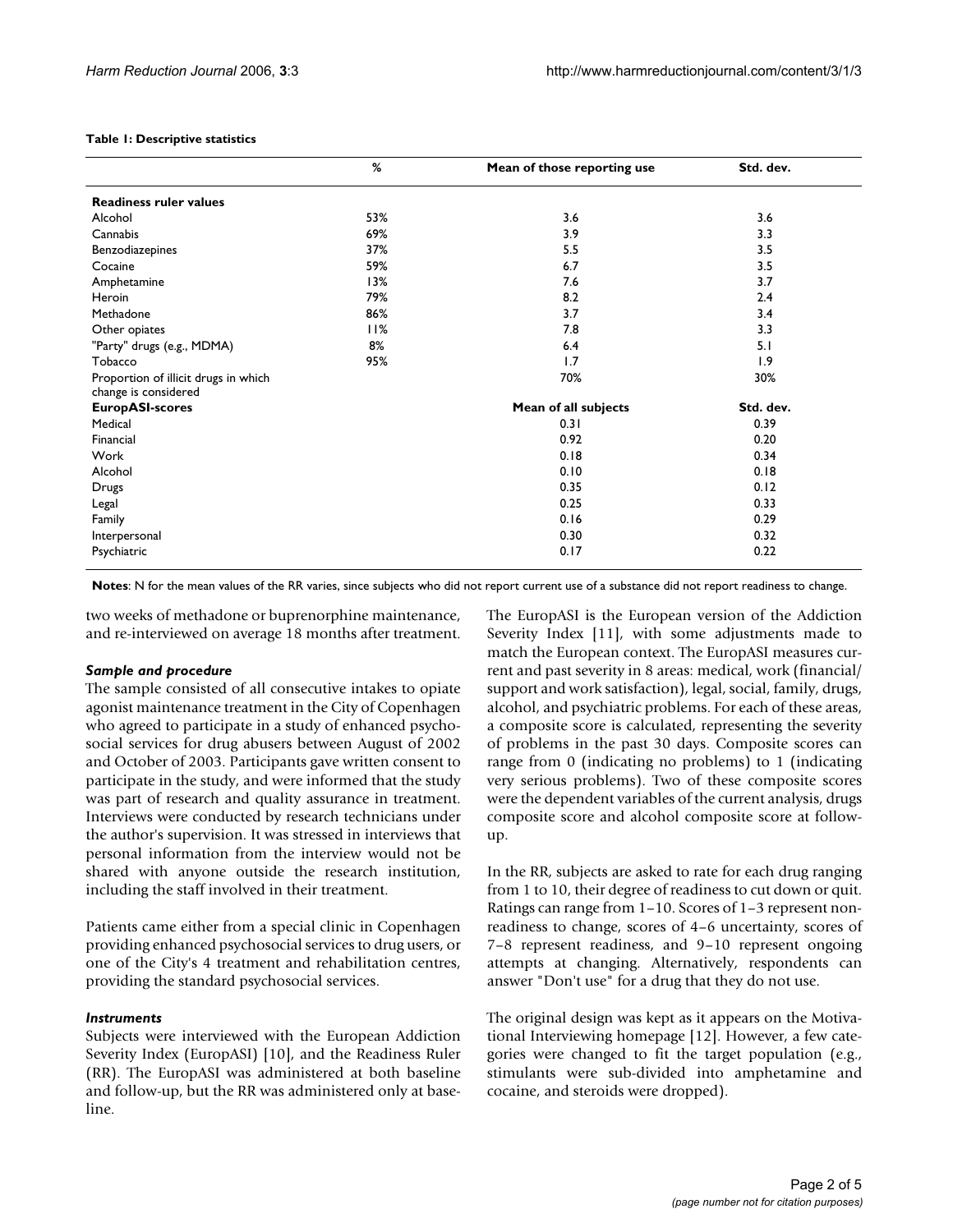**Table 1: Descriptive statistics**

| | % | Mean of those reporting use | Std. dev. |
|---|---|---|---|
| **Readiness ruler values** | | | |
| Alcohol | 53% | 3.6 | 3.6 |
| Cannabis | 69% | 3.9 | 3.3 |
| Benzodiazepines | 37% | 5.5 | 3.5 |
| Cocaine | 59% | 6.7 | 3.5 |
| Amphetamine | 13% | 7.6 | 3.7 |
| Heroin | 79% | 8.2 | 2.4 |
| Methadone | 86% | 3.7 | 3.4 |
| Other opiates | 11% | 7.8 | 3.3 |
| "Party" drugs (e.g., MDMA) | 8% | 6.4 | 5.1 |
| Tobacco | 95% | 1.7 | 1.9 |
| Proportion of illicit drugs in which change is considered | | 70% | 30% |
| **EuropASI-scores** | | **Mean of all subjects** | **Std. dev.** |
| Medical | | 0.31 | 0.39 |
| Financial | | 0.92 | 0.20 |
| Work | | 0.18 | 0.34 |
| Alcohol | | 0.10 | 0.18 |
| Drugs | | 0.35 | 0.12 |
| Legal | | 0.25 | 0.33 |
| Family | | 0.16 | 0.29 |
| Interpersonal | | 0.30 | 0.32 |
| Psychiatric | | 0.17 | 0.22 |

**Notes**: N for the mean values of the RR varies, since subjects who did not report current use of a substance did not report readiness to change.

two weeks of methadone or buprenorphine maintenance, and re-interviewed on average 18 months after treatment.

### *Sample and procedure*

The sample consisted of all consecutive intakes to opiate agonist maintenance treatment in the City of Copenhagen who agreed to participate in a study of enhanced psychosocial services for drug abusers between August of 2002 and October of 2003. Participants gave written consent to participate in the study, and were informed that the study was part of research and quality assurance in treatment. Interviews were conducted by research technicians under the author's supervision. It was stressed in interviews that personal information from the interview would not be shared with anyone outside the research institution, including the staff involved in their treatment.

Patients came either from a special clinic in Copenhagen providing enhanced psychosocial services to drug users, or one of the City's 4 treatment and rehabilitation centres, providing the standard psychosocial services.

### *Instruments*

Subjects were interviewed with the European Addiction Severity Index (EuropASI) [10], and the Readiness Ruler (RR). The EuropASI was administered at both baseline and follow-up, but the RR was administered only at baseline.

The EuropASI is the European version of the Addiction Severity Index [11], with some adjustments made to match the European context. The EuropASI measures current and past severity in 8 areas: medical, work (financial/support and work satisfaction), legal, social, family, drugs, alcohol, and psychiatric problems. For each of these areas, a composite score is calculated, representing the severity of problems in the past 30 days. Composite scores can range from 0 (indicating no problems) to 1 (indicating very serious problems). Two of these composite scores were the dependent variables of the current analysis, drugs composite score and alcohol composite score at follow-up.

In the RR, subjects are asked to rate for each drug ranging from 1 to 10, their degree of readiness to cut down or quit. Ratings can range from 1–10. Scores of 1–3 represent non-readiness to change, scores of 4–6 uncertainty, scores of 7–8 represent readiness, and 9–10 represent ongoing attempts at changing. Alternatively, respondents can answer "Don't use" for a drug that they do not use.

The original design was kept as it appears on the Motivational Interviewing homepage [12]. However, a few categories were changed to fit the target population (e.g., stimulants were sub-divided into amphetamine and cocaine, and steroids were dropped).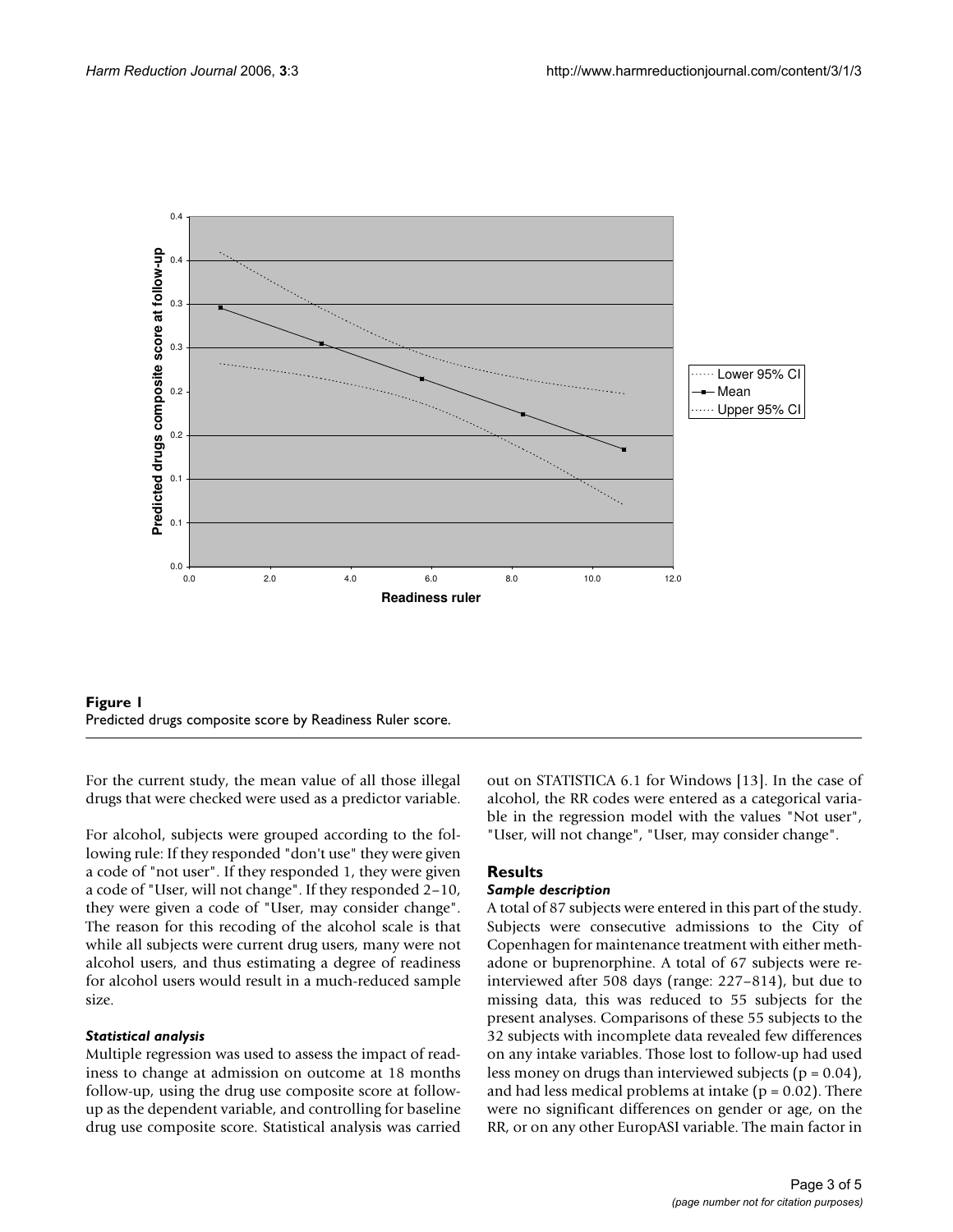**Figure 1**
Predicted drugs composite score by Readiness Ruler score.

For the current study, the mean value of all those illegal drugs that were checked were used as a predictor variable.

For alcohol, subjects were grouped according to the following rule: If they responded "don't use" they were given a code of "not user". If they responded 1, they were given a code of "User, will not change". If they responded 2–10, they were given a code of "User, may consider change". The reason for this recoding of the alcohol scale is that while all subjects were current drug users, many were not alcohol users, and thus estimating a degree of readiness for alcohol users would result in a much-reduced sample size.

### *Statistical analysis*

Multiple regression was used to assess the impact of readiness to change at admission on outcome at 18 months follow-up, using the drug use composite score at follow-up as the dependent variable, and controlling for baseline drug use composite score. Statistical analysis was carried out on STATISTICA 6.1 for Windows [13]. In the case of alcohol, the RR codes were entered as a categorical variable in the regression model with the values "Not user", "User, will not change", "User, may consider change".

## Results

### *Sample description*

A total of 87 subjects were entered in this part of the study. Subjects were consecutive admissions to the City of Copenhagen for maintenance treatment with either methadone or buprenorphine. A total of 67 subjects were re-interviewed after 508 days (range: 227–814), but due to missing data, this was reduced to 55 subjects for the present analyses. Comparisons of these 55 subjects to the 32 subjects with incomplete data revealed few differences on any intake variables. Those lost to follow-up had used less money on drugs than interviewed subjects ($p = 0.04$), and had less medical problems at intake ($p = 0.02$). There were no significant differences on gender or age, on the RR, or on any other EuropASI variable. The main factor in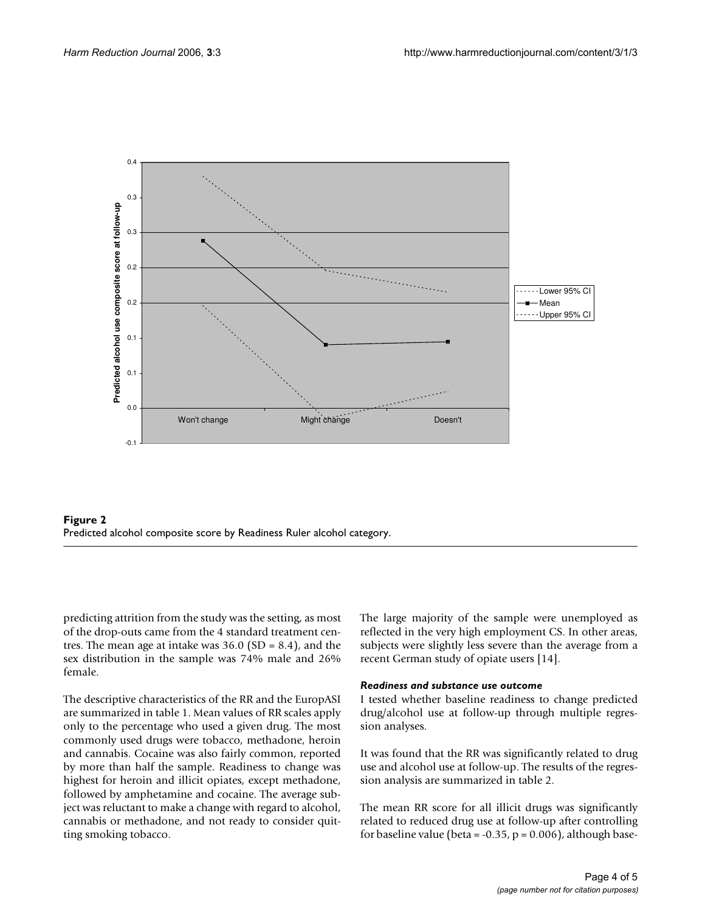**Figure 2**
Predicted alcohol composite score by Readiness Ruler alcohol category.

predicting attrition from the study was the setting, as most of the drop-outs came from the 4 standard treatment centres. The mean age at intake was 36.0 (SD = 8.4), and the sex distribution in the sample was 74% male and 26% female.

The descriptive characteristics of the RR and the EuropASI are summarized in table 1. Mean values of RR scales apply only to the percentage who used a given drug. The most commonly used drugs were tobacco, methadone, heroin and cannabis. Cocaine was also fairly common, reported by more than half the sample. Readiness to change was highest for heroin and illicit opiates, except methadone, followed by amphetamine and cocaine. The average subject was reluctant to make a change with regard to alcohol, cannabis or methadone, and not ready to consider quitting smoking tobacco.

The large majority of the sample were unemployed as reflected in the very high employment CS. In other areas, subjects were slightly less severe than the average from a recent German study of opiate users [14].

### *Readiness and substance use outcome*

I tested whether baseline readiness to change predicted drug/alcohol use at follow-up through multiple regression analyses.

It was found that the RR was significantly related to drug use and alcohol use at follow-up. The results of the regression analysis are summarized in table 2.

The mean RR score for all illicit drugs was significantly related to reduced drug use at follow-up after controlling for baseline value (beta = -0.35, $p = 0.006$), although base-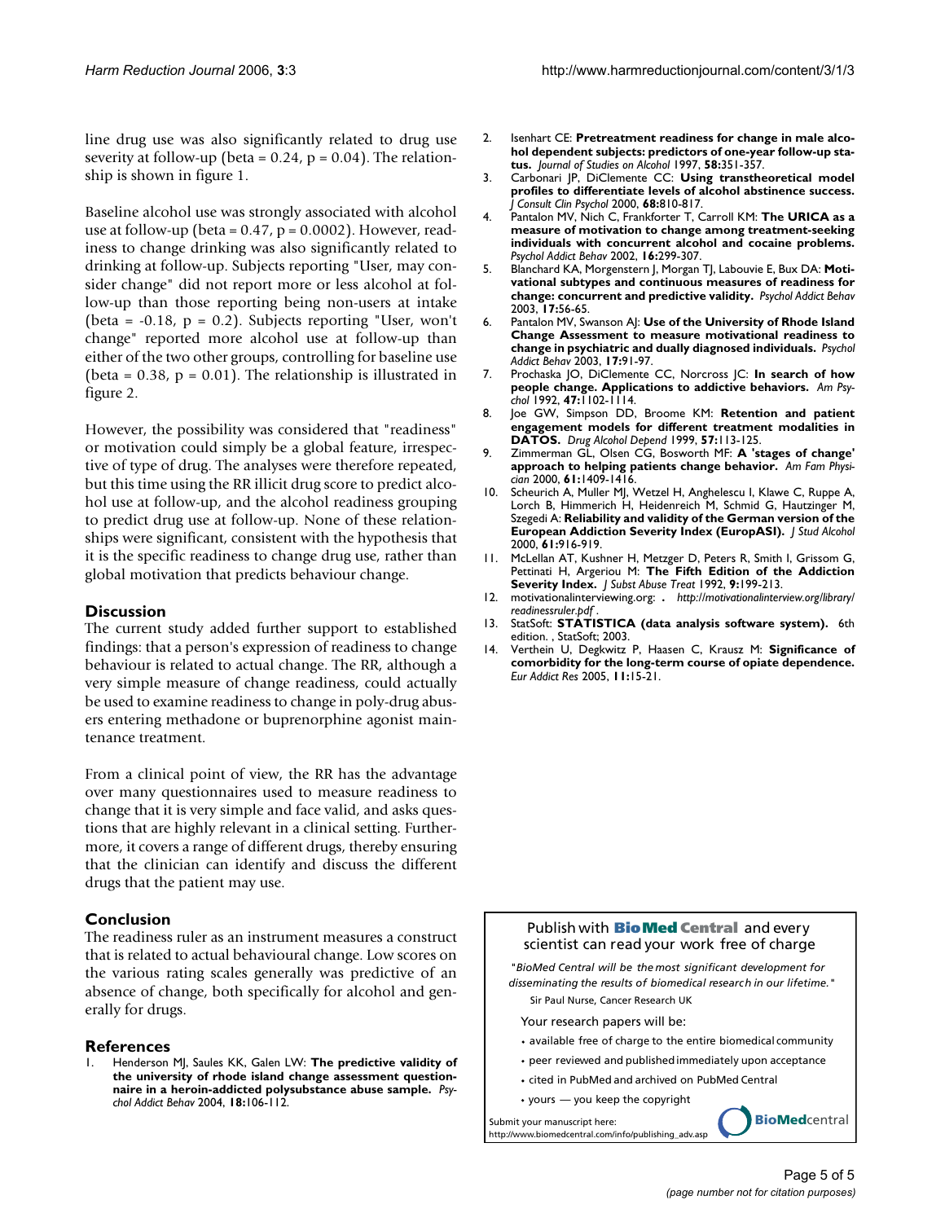line drug use was also significantly related to drug use severity at follow-up (beta = 0.24, $p = 0.04$). The relationship is shown in figure 1.

Baseline alcohol use was strongly associated with alcohol use at follow-up (beta = 0.47, $p = 0.0002$). However, readiness to change drinking was also significantly related to drinking at follow-up. Subjects reporting "User, may consider change" did not report more or less alcohol at follow-up than those reporting being non-users at intake (beta = -0.18, $p = 0.2$). Subjects reporting "User, won't change" reported more alcohol use at follow-up than either of the two other groups, controlling for baseline use (beta = 0.38, $p = 0.01$). The relationship is illustrated in figure 2.

However, the possibility was considered that "readiness" or motivation could simply be a global feature, irrespective of type of drug. The analyses were therefore repeated, but this time using the RR illicit drug score to predict alcohol use at follow-up, and the alcohol readiness grouping to predict drug use at follow-up. None of these relationships were significant, consistent with the hypothesis that it is the specific readiness to change drug use, rather than global motivation that predicts behaviour change.

## Discussion

The current study added further support to established findings: that a person's expression of readiness to change behaviour is related to actual change. The RR, although a very simple measure of change readiness, could actually be used to examine readiness to change in poly-drug abusers entering methadone or buprenorphine agonist maintenance treatment.

From a clinical point of view, the RR has the advantage over many questionnaires used to measure readiness to change that it is very simple and face valid, and asks questions that are highly relevant in a clinical setting. Furthermore, it covers a range of different drugs, thereby ensuring that the clinician can identify and discuss the different drugs that the patient may use.

## Conclusion

The readiness ruler as an instrument measures a construct that is related to actual behavioural change. Low scores on the various rating scales generally was predictive of an absence of change, both specifically for alcohol and generally for drugs.

## References

1. Henderson MJ, Saules KS, Galen LW: **The predictive validity of the university of rhode island change assessment questionnaire in a heroin-addicted polysubstance abuse sample.** *Psychol Addict Behav* 2004, **18:**106-112.
2. Isenhart CE: **Pretreatment readiness for change in male alcohol dependent subjects: predictors of one-year follow-up status.** *Journal of Studies on Alcohol* 1997, **58:**351-357.
3. Carbonari JP, DiClemente CC: **Using transtheoretical model profiles to differentiate levels of alcohol abstinence success.** *J Consult Clin Psychol* 2000, **68:**810-817.
4. Pantalon MV, Nich C, Frankforter T, Carroll KM: **The URICA as a measure of motivation to change among treatment-seeking individuals with concurrent alcohol and cocaine problems.** *Psychol Addict Behav* 2002, **16:**299-307.
5. Blanchard KA, Morgenstern J, Morgan TJ, Labouvie E, Bux DA: **Motivational subtypes and continuous measures of readiness for change: concurrent and predictive validity.** *Psychol Addict Behav* 2003, **17:**56-65.
6. Pantalon MV, Swanson AJ: **Use of the University of Rhode Island Change Assessment to measure motivational readiness to change in psychiatric and dually diagnosed individuals.** *Psychol Addict Behav* 2003, **17:**91-97.
7. Prochaska JO, DiClemente CC, Norcross JC: **In search of how people change. Applications to addictive behaviors.** *Am Psychol* 1992, **47:**1102-1114.
8. Joe GW, Simpson DD, Broome KM: **Retention and patient engagement models for different treatment modalities in DATOS.** *Drug Alcohol Depend* 1999, **57:**113-125.
9. Zimmerman GL, Olsen CG, Bosworth MF: **A 'stages of change' approach to helping patients change behavior.** *Am Fam Physician* 2000, **61:**1409-1416.
10. Scheurich A, Muller MJ, Wetzel H, Anghelescu I, Klawe C, Ruppe A, Lorch B, Himmerich H, Heidenreich M, Schmid G, Hautzinger M, Szegedi A: **Reliability and validity of the German version of the European Addiction Severity Index (EuropASI).** *J Stud Alcohol* 2000, **61:**916-919.
11. McLellan AT, Kushner H, Metzger D, Peters R, Smith I, Grissom G, Pettinati H, Argeriou M: **The Fifth Edition of the Addiction Severity Index.** *J Subst Abuse Treat* 1992, **9:**199-213.
12. motivationalinterviewing.org: **.** *http://motivationalinterview.org/library/readinessruler.pdf* .
13. StatSoft: **STATISTICA (data analysis software system).** 6th edition. , StatSoft; 2003.
14. Verthein U, Degkwitz P, Haasen C, Krausz M: **Significance of comorbidity for the long-term course of opiate dependence.** *Eur Addict Res* 2005, **11:**15-21.

Publish with **BioMed Central** and every scientist can read your work free of charge

*"BioMed Central will be the most significant development for disseminating the results of biomedical research in our lifetime."*
Sir Paul Nurse, Cancer Research UK

Your research papers will be:

- available free of charge to the entire biomedical community
- peer reviewed and published immediately upon acceptance
- cited in PubMed and archived on PubMed Central
- yours — you keep the copyright

Submit your manuscript here:
http://www.biomedcentral.com/info/publishing_adv.asp

**BioMed**central